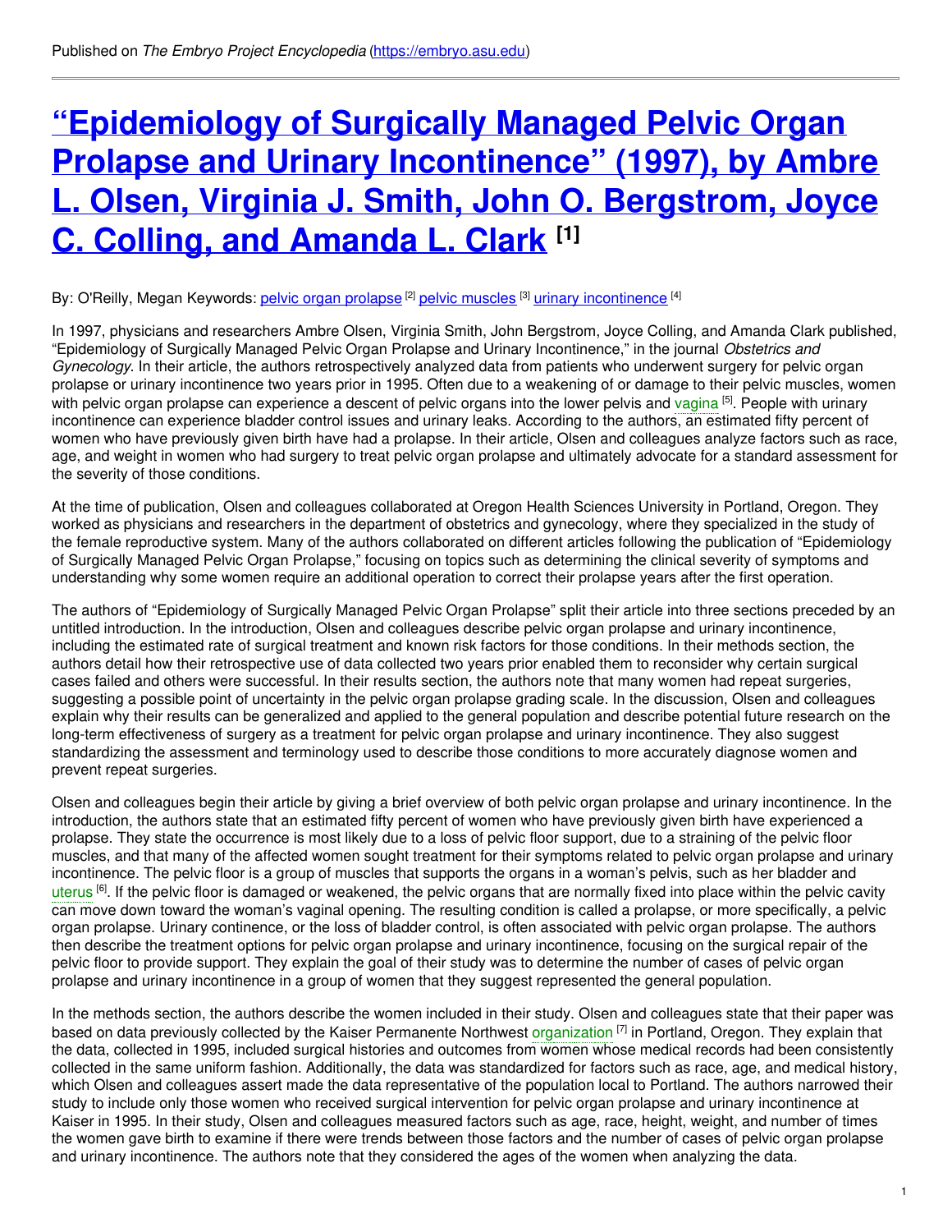Published on *The Embryo Project Encyclopedia* (https://embryo.asu.edu)

# “Epidemiology of Surgically Managed Pelvic Organ Prolapse and Urinary Incontinence” (1997), by Ambre L. Olsen, Virginia J. Smith, John O. Bergstrom, Joyce C. Colling, and Amanda L. Clark [1]

By: O'Reilly, Megan Keywords: pelvic organ prolapse [2] pelvic muscles [3] urinary incontinence [4]

In 1997, physicians and researchers Ambre Olsen, Virginia Smith, John Bergstrom, Joyce Colling, and Amanda Clark published, “Epidemiology of Surgically Managed Pelvic Organ Prolapse and Urinary Incontinence,” in the journal *Obstetrics and Gynecology*. In their article, the authors retrospectively analyzed data from patients who underwent surgery for pelvic organ prolapse or urinary incontinence two years prior in 1995. Often due to a weakening of or damage to their pelvic muscles, women with pelvic organ prolapse can experience a descent of pelvic organs into the lower pelvis and vagina [5]. People with urinary incontinence can experience bladder control issues and urinary leaks. According to the authors, an estimated fifty percent of women who have previously given birth have had a prolapse. In their article, Olsen and colleagues analyze factors such as race, age, and weight in women who had surgery to treat pelvic organ prolapse and ultimately advocate for a standard assessment for the severity of those conditions.

At the time of publication, Olsen and colleagues collaborated at Oregon Health Sciences University in Portland, Oregon. They worked as physicians and researchers in the department of obstetrics and gynecology, where they specialized in the study of the female reproductive system. Many of the authors collaborated on different articles following the publication of “Epidemiology of Surgically Managed Pelvic Organ Prolapse,” focusing on topics such as determining the clinical severity of symptoms and understanding why some women require an additional operation to correct their prolapse years after the first operation.

The authors of “Epidemiology of Surgically Managed Pelvic Organ Prolapse” split their article into three sections preceded by an untitled introduction. In the introduction, Olsen and colleagues describe pelvic organ prolapse and urinary incontinence, including the estimated rate of surgical treatment and known risk factors for those conditions. In their methods section, the authors detail how their retrospective use of data collected two years prior enabled them to reconsider why certain surgical cases failed and others were successful. In their results section, the authors note that many women had repeat surgeries, suggesting a possible point of uncertainty in the pelvic organ prolapse grading scale. In the discussion, Olsen and colleagues explain why their results can be generalized and applied to the general population and describe potential future research on the long-term effectiveness of surgery as a treatment for pelvic organ prolapse and urinary incontinence. They also suggest standardizing the assessment and terminology used to describe those conditions to more accurately diagnose women and prevent repeat surgeries.

Olsen and colleagues begin their article by giving a brief overview of both pelvic organ prolapse and urinary incontinence. In the introduction, the authors state that an estimated fifty percent of women who have previously given birth have experienced a prolapse. They state the occurrence is most likely due to a loss of pelvic floor support, due to a straining of the pelvic floor muscles, and that many of the affected women sought treatment for their symptoms related to pelvic organ prolapse and urinary incontinence. The pelvic floor is a group of muscles that supports the organs in a woman’s pelvis, such as her bladder and uterus [6]. If the pelvic floor is damaged or weakened, the pelvic organs that are normally fixed into place within the pelvic cavity can move down toward the woman’s vaginal opening. The resulting condition is called a prolapse, or more specifically, a pelvic organ prolapse. Urinary continence, or the loss of bladder control, is often associated with pelvic organ prolapse. The authors then describe the treatment options for pelvic organ prolapse and urinary incontinence, focusing on the surgical repair of the pelvic floor to provide support. They explain the goal of their study was to determine the number of cases of pelvic organ prolapse and urinary incontinence in a group of women that they suggest represented the general population.

In the methods section, the authors describe the women included in their study. Olsen and colleagues state that their paper was based on data previously collected by the Kaiser Permanente Northwest organization [7] in Portland, Oregon. They explain that the data, collected in 1995, included surgical histories and outcomes from women whose medical records had been consistently collected in the same uniform fashion. Additionally, the data was standardized for factors such as race, age, and medical history, which Olsen and colleagues assert made the data representative of the population local to Portland. The authors narrowed their study to include only those women who received surgical intervention for pelvic organ prolapse and urinary incontinence at Kaiser in 1995. In their study, Olsen and colleagues measured factors such as age, race, height, weight, and number of times the women gave birth to examine if there were trends between those factors and the number of cases of pelvic organ prolapse and urinary incontinence. The authors note that they considered the ages of the women when analyzing the data.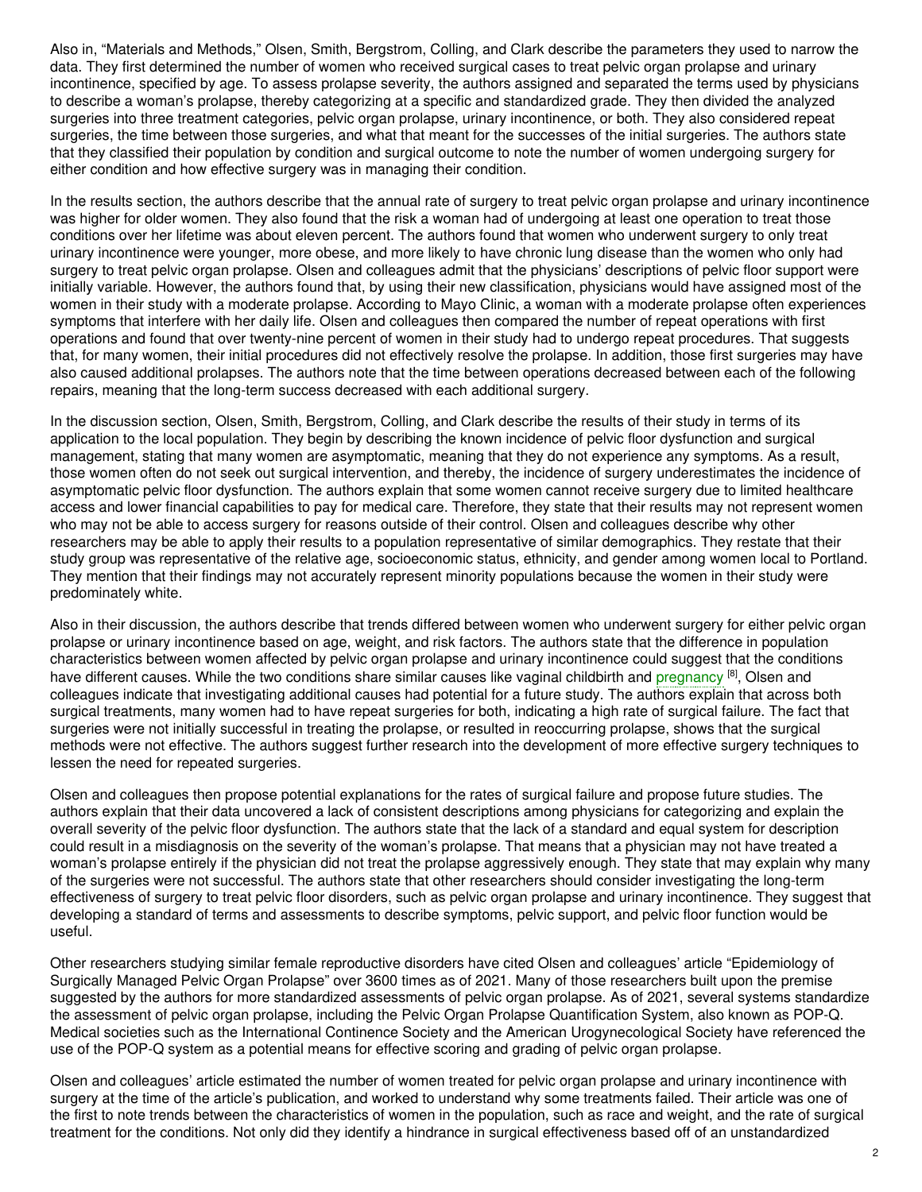Also in, "Materials and Methods," Olsen, Smith, Bergstrom, Colling, and Clark describe the parameters they used to narrow the data. They first determined the number of women who received surgical cases to treat pelvic organ prolapse and urinary incontinence, specified by age. To assess prolapse severity, the authors assigned and separated the terms used by physicians to describe a woman's prolapse, thereby categorizing at a specific and standardized grade. They then divided the analyzed surgeries into three treatment categories, pelvic organ prolapse, urinary incontinence, or both. They also considered repeat surgeries, the time between those surgeries, and what that meant for the successes of the initial surgeries. The authors state that they classified their population by condition and surgical outcome to note the number of women undergoing surgery for either condition and how effective surgery was in managing their condition.

In the results section, the authors describe that the annual rate of surgery to treat pelvic organ prolapse and urinary incontinence was higher for older women. They also found that the risk a woman had of undergoing at least one operation to treat those conditions over her lifetime was about eleven percent. The authors found that women who underwent surgery to only treat urinary incontinence were younger, more obese, and more likely to have chronic lung disease than the women who only had surgery to treat pelvic organ prolapse. Olsen and colleagues admit that the physicians' descriptions of pelvic floor support were initially variable. However, the authors found that, by using their new classification, physicians would have assigned most of the women in their study with a moderate prolapse. According to Mayo Clinic, a woman with a moderate prolapse often experiences symptoms that interfere with her daily life. Olsen and colleagues then compared the number of repeat operations with first operations and found that over twenty-nine percent of women in their study had to undergo repeat procedures. That suggests that, for many women, their initial procedures did not effectively resolve the prolapse. In addition, those first surgeries may have also caused additional prolapses. The authors note that the time between operations decreased between each of the following repairs, meaning that the long-term success decreased with each additional surgery.

In the discussion section, Olsen, Smith, Bergstrom, Colling, and Clark describe the results of their study in terms of its application to the local population. They begin by describing the known incidence of pelvic floor dysfunction and surgical management, stating that many women are asymptomatic, meaning that they do not experience any symptoms. As a result, those women often do not seek out surgical intervention, and thereby, the incidence of surgery underestimates the incidence of asymptomatic pelvic floor dysfunction. The authors explain that some women cannot receive surgery due to limited healthcare access and lower financial capabilities to pay for medical care. Therefore, they state that their results may not represent women who may not be able to access surgery for reasons outside of their control. Olsen and colleagues describe why other researchers may be able to apply their results to a population representative of similar demographics. They restate that their study group was representative of the relative age, socioeconomic status, ethnicity, and gender among women local to Portland. They mention that their findings may not accurately represent minority populations because the women in their study were predominately white.

Also in their discussion, the authors describe that trends differed between women who underwent surgery for either pelvic organ prolapse or urinary incontinence based on age, weight, and risk factors. The authors state that the difference in population characteristics between women affected by pelvic organ prolapse and urinary incontinence could suggest that the conditions have different causes. While the two conditions share similar causes like vaginal childbirth and pregnancy [8], Olsen and colleagues indicate that investigating additional causes had potential for a future study. The authors explain that across both surgical treatments, many women had to have repeat surgeries for both, indicating a high rate of surgical failure. The fact that surgeries were not initially successful in treating the prolapse, or resulted in reoccurring prolapse, shows that the surgical methods were not effective. The authors suggest further research into the development of more effective surgery techniques to lessen the need for repeated surgeries.

Olsen and colleagues then propose potential explanations for the rates of surgical failure and propose future studies. The authors explain that their data uncovered a lack of consistent descriptions among physicians for categorizing and explain the overall severity of the pelvic floor dysfunction. The authors state that the lack of a standard and equal system for description could result in a misdiagnosis on the severity of the woman's prolapse. That means that a physician may not have treated a woman's prolapse entirely if the physician did not treat the prolapse aggressively enough. They state that may explain why many of the surgeries were not successful. The authors state that other researchers should consider investigating the long-term effectiveness of surgery to treat pelvic floor disorders, such as pelvic organ prolapse and urinary incontinence. They suggest that developing a standard of terms and assessments to describe symptoms, pelvic support, and pelvic floor function would be useful.

Other researchers studying similar female reproductive disorders have cited Olsen and colleagues' article "Epidemiology of Surgically Managed Pelvic Organ Prolapse" over 3600 times as of 2021. Many of those researchers built upon the premise suggested by the authors for more standardized assessments of pelvic organ prolapse. As of 2021, several systems standardize the assessment of pelvic organ prolapse, including the Pelvic Organ Prolapse Quantification System, also known as POP-Q. Medical societies such as the International Continence Society and the American Urogynecological Society have referenced the use of the POP-Q system as a potential means for effective scoring and grading of pelvic organ prolapse.

Olsen and colleagues' article estimated the number of women treated for pelvic organ prolapse and urinary incontinence with surgery at the time of the article's publication, and worked to understand why some treatments failed. Their article was one of the first to note trends between the characteristics of women in the population, such as race and weight, and the rate of surgical treatment for the conditions. Not only did they identify a hindrance in surgical effectiveness based off of an unstandardized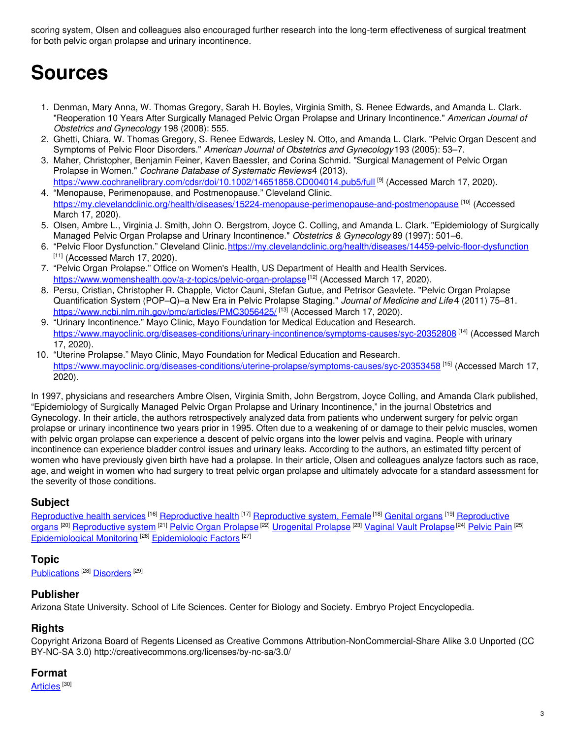scoring system, Olsen and colleagues also encouraged further research into the long-term effectiveness of surgical treatment for both pelvic organ prolapse and urinary incontinence.

# Sources

1. Denman, Mary Anna, W. Thomas Gregory, Sarah H. Boyles, Virginia Smith, S. Renee Edwards, and Amanda L. Clark. "Reoperation 10 Years After Surgically Managed Pelvic Organ Prolapse and Urinary Incontinence." *American Journal of Obstetrics and Gynecology* 198 (2008): 555.
2. Ghetti, Chiara, W. Thomas Gregory, S. Renee Edwards, Lesley N. Otto, and Amanda L. Clark. "Pelvic Organ Descent and Symptoms of Pelvic Floor Disorders." *American Journal of Obstetrics and Gynecology* 193 (2005): 53–7.
3. Maher, Christopher, Benjamin Feiner, Kaven Baessler, and Corina Schmid. "Surgical Management of Pelvic Organ Prolapse in Women." *Cochrane Database of Systematic Reviews* 4 (2013). https://www.cochranelibrary.com/cdsr/doi/10.1002/14651858.CD004014.pub5/full [9] (Accessed March 17, 2020).
4. "Menopause, Perimenopause, and Postmenopause." Cleveland Clinic. https://my.clevelandclinic.org/health/diseases/15224-menopause-perimenopause-and-postmenopause [10] (Accessed March 17, 2020).
5. Olsen, Ambre L., Virginia J. Smith, John O. Bergstrom, Joyce C. Colling, and Amanda L. Clark. "Epidemiology of Surgically Managed Pelvic Organ Prolapse and Urinary Incontinence." *Obstetrics & Gynecology* 89 (1997): 501–6.
6. "Pelvic Floor Dysfunction." Cleveland Clinic. https://my.clevelandclinic.org/health/diseases/14459-pelvic-floor-dysfunction [11] (Accessed March 17, 2020).
7. "Pelvic Organ Prolapse." Office on Women's Health, US Department of Health and Health Services. https://www.womenshealth.gov/a-z-topics/pelvic-organ-prolapse [12] (Accessed March 17, 2020).
8. Persu, Cristian, Christopher R. Chapple, Victor Cauni, Stefan Gutue, and Petrisor Geavlete. "Pelvic Organ Prolapse Quantification System (POP–Q)–a New Era in Pelvic Prolapse Staging." *Journal of Medicine and Life* 4 (2011) 75–81. https://www.ncbi.nlm.nih.gov/pmc/articles/PMC3056425/ [13] (Accessed March 17, 2020).
9. "Urinary Incontinence." Mayo Clinic, Mayo Foundation for Medical Education and Research. https://www.mayoclinic.org/diseases-conditions/urinary-incontinence/symptoms-causes/syc-20352808 [14] (Accessed March 17, 2020).
10. "Uterine Prolapse." Mayo Clinic, Mayo Foundation for Medical Education and Research. https://www.mayoclinic.org/diseases-conditions/uterine-prolapse/symptoms-causes/syc-20353458 [15] (Accessed March 17, 2020).

In 1997, physicians and researchers Ambre Olsen, Virginia Smith, John Bergstrom, Joyce Colling, and Amanda Clark published, "Epidemiology of Surgically Managed Pelvic Organ Prolapse and Urinary Incontinence," in the journal Obstetrics and Gynecology. In their article, the authors retrospectively analyzed data from patients who underwent surgery for pelvic organ prolapse or urinary incontinence two years prior in 1995. Often due to a weakening of or damage to their pelvic muscles, women with pelvic organ prolapse can experience a descent of pelvic organs into the lower pelvis and vagina. People with urinary incontinence can experience bladder control issues and urinary leaks. According to the authors, an estimated fifty percent of women who have previously given birth have had a prolapse. In their article, Olsen and colleagues analyze factors such as race, age, and weight in women who had surgery to treat pelvic organ prolapse and ultimately advocate for a standard assessment for the severity of those conditions.

### Subject

Reproductive health services [16] Reproductive health [17] Reproductive system, Female [18] Genital organs [19] Reproductive organs [20] Reproductive system [21] Pelvic Organ Prolapse [22] Urogenital Prolapse [23] Vaginal Vault Prolapse [24] Pelvic Pain [25] Epidemiological Monitoring [26] Epidemiologic Factors [27]

### Topic

Publications [28] Disorders [29]

### Publisher

Arizona State University. School of Life Sciences. Center for Biology and Society. Embryo Project Encyclopedia.

### Rights

Copyright Arizona Board of Regents Licensed as Creative Commons Attribution-NonCommercial-Share Alike 3.0 Unported (CC BY-NC-SA 3.0) http://creativecommons.org/licenses/by-nc-sa/3.0/

### Format

Articles [30]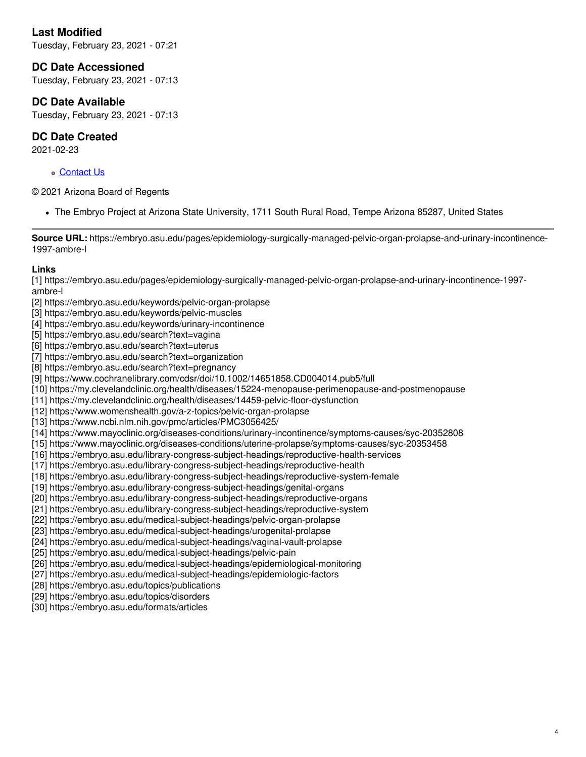### Last Modified

Tuesday, February 23, 2021 - 07:21

### DC Date Accessioned

Tuesday, February 23, 2021 - 07:13

### DC Date Available

Tuesday, February 23, 2021 - 07:13

### DC Date Created

2021-02-23

- Contact Us

© 2021 Arizona Board of Regents

- The Embryo Project at Arizona State University, 1711 South Rural Road, Tempe Arizona 85287, United States

---

**Source URL:** https://embryo.asu.edu/pages/epidemiology-surgically-managed-pelvic-organ-prolapse-and-urinary-incontinence-1997-ambre-l

**Links**

[1] https://embryo.asu.edu/pages/epidemiology-surgically-managed-pelvic-organ-prolapse-and-urinary-incontinence-1997-ambre-l
[2] https://embryo.asu.edu/keywords/pelvic-organ-prolapse
[3] https://embryo.asu.edu/keywords/pelvic-muscles
[4] https://embryo.asu.edu/keywords/urinary-incontinence
[5] https://embryo.asu.edu/search?text=vagina
[6] https://embryo.asu.edu/search?text=uterus
[7] https://embryo.asu.edu/search?text=organization
[8] https://embryo.asu.edu/search?text=pregnancy
[9] https://www.cochranelibrary.com/cdsr/doi/10.1002/14651858.CD004014.pub5/full
[10] https://my.clevelandclinic.org/health/diseases/15224-menopause-perimenopause-and-postmenopause
[11] https://my.clevelandclinic.org/health/diseases/14459-pelvic-floor-dysfunction
[12] https://www.womenshealth.gov/a-z-topics/pelvic-organ-prolapse
[13] https://www.ncbi.nlm.nih.gov/pmc/articles/PMC3056425/
[14] https://www.mayoclinic.org/diseases-conditions/urinary-incontinence/symptoms-causes/syc-20352808
[15] https://www.mayoclinic.org/diseases-conditions/uterine-prolapse/symptoms-causes/syc-20353458
[16] https://embryo.asu.edu/library-congress-subject-headings/reproductive-health-services
[17] https://embryo.asu.edu/library-congress-subject-headings/reproductive-health
[18] https://embryo.asu.edu/library-congress-subject-headings/reproductive-system-female
[19] https://embryo.asu.edu/library-congress-subject-headings/genital-organs
[20] https://embryo.asu.edu/library-congress-subject-headings/reproductive-organs
[21] https://embryo.asu.edu/library-congress-subject-headings/reproductive-system
[22] https://embryo.asu.edu/medical-subject-headings/pelvic-organ-prolapse
[23] https://embryo.asu.edu/medical-subject-headings/urogenital-prolapse
[24] https://embryo.asu.edu/medical-subject-headings/vaginal-vault-prolapse
[25] https://embryo.asu.edu/medical-subject-headings/pelvic-pain
[26] https://embryo.asu.edu/medical-subject-headings/epidemiological-monitoring
[27] https://embryo.asu.edu/medical-subject-headings/epidemiologic-factors
[28] https://embryo.asu.edu/topics/publications
[29] https://embryo.asu.edu/topics/disorders
[30] https://embryo.asu.edu/formats/articles